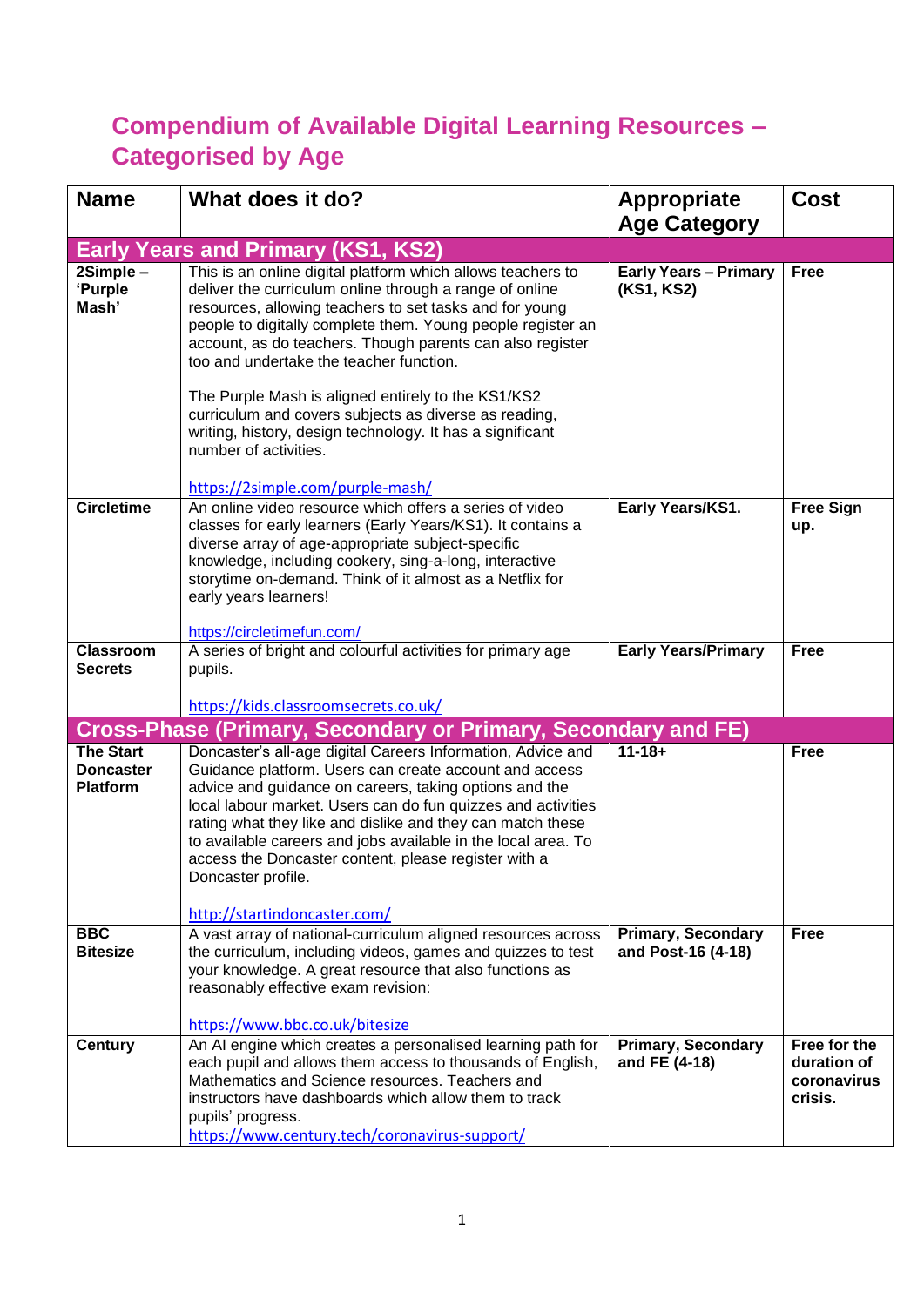# Compendium of Available Digital Learning Resources – Categorised by Age

| Name | What does it do? | Appropriate Age Category | Cost |
|---|---|---|---|
| **Early Years and Primary (KS1, KS2)** | | | |
| **2Simple – 'Purple Mash'** | This is an online digital platform which allows teachers to deliver the curriculum online through a range of online resources, allowing teachers to set tasks and for young people to digitally complete them. Young people register an account, as do teachers. Though parents can also register too and undertake the teacher function.<br><br>The Purple Mash is aligned entirely to the KS1/KS2 curriculum and covers subjects as diverse as reading, writing, history, design technology. It has a significant number of activities.<br><br>https://2simple.com/purple-mash/ | **Early Years – Primary (KS1, KS2)** | **Free** |
| **Circletime** | An online video resource which offers a series of video classes for early learners (Early Years/KS1). It contains a diverse array of age-appropriate subject-specific knowledge, including cookery, sing-a-long, interactive storytime on-demand. Think of it almost as a Netflix for early years learners!<br><br>https://circletimefun.com/ | **Early Years/KS1.** | **Free Sign up.** |
| **Classroom Secrets** | A series of bright and colourful activities for primary age pupils.<br><br>https://kids.classroomsecrets.co.uk/ | **Early Years/Primary** | **Free** |
| **Cross-Phase (Primary, Secondary or Primary, Secondary and FE)** | | | |
| **The Start Doncaster Platform** | Doncaster's all-age digital Careers Information, Advice and Guidance platform. Users can create account and access advice and guidance on careers, taking options and the local labour market. Users can do fun quizzes and activities rating what they like and dislike and they can match these to available careers and jobs available in the local area. To access the Doncaster content, please register with a Doncaster profile.<br><br>http://startindoncaster.com/ | **11-18+** | **Free** |
| **BBC Bitesize** | A vast array of national-curriculum aligned resources across the curriculum, including videos, games and quizzes to test your knowledge. A great resource that also functions as reasonably effective exam revision:<br><br>https://www.bbc.co.uk/bitesize | **Primary, Secondary and Post-16 (4-18)** | **Free** |
| **Century** | An AI engine which creates a personalised learning path for each pupil and allows them access to thousands of English, Mathematics and Science resources. Teachers and instructors have dashboards which allow them to track pupils' progress.<br>https://www.century.tech/coronavirus-support/ | **Primary, Secondary and FE (4-18)** | **Free for the duration of coronavirus crisis.** |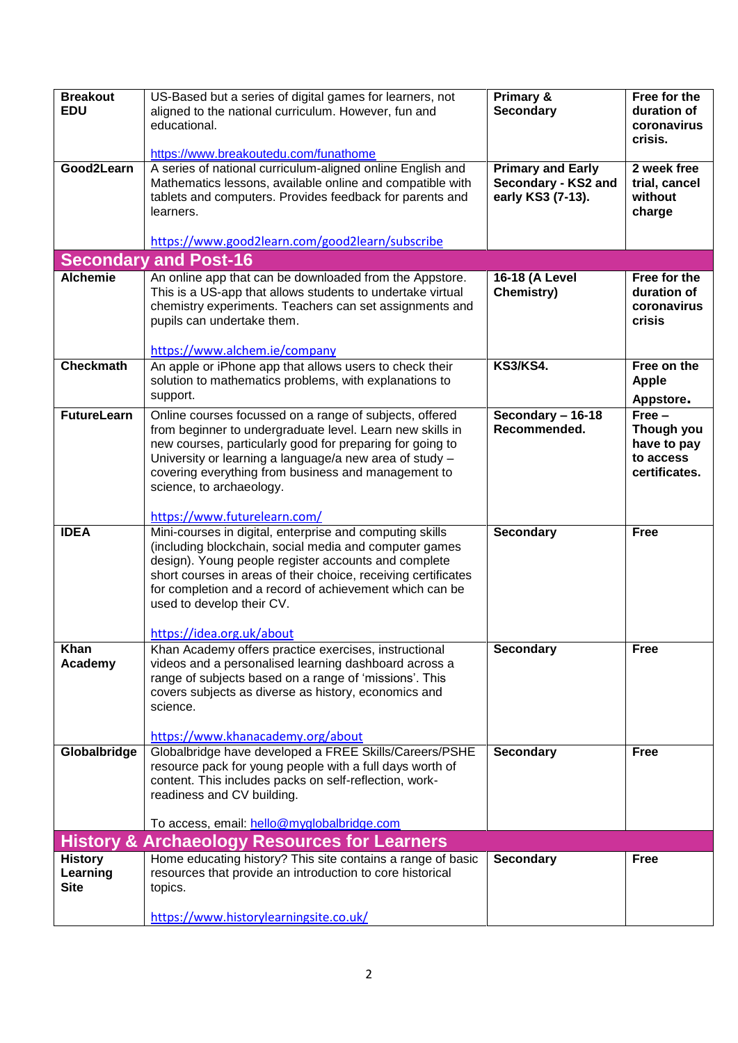| | | | |
|---|---|---|---|
| **Breakout EDU** | US-Based but a series of digital games for learners, not aligned to the national curriculum. However, fun and educational.<br><br>https://www.breakoutedu.com/funathome | **Primary & Secondary** | **Free for the duration of coronavirus crisis.** |
| **Good2Learn** | A series of national curriculum-aligned online English and Mathematics lessons, available online and compatible with tablets and computers. Provides feedback for parents and learners.<br><br>https://www.good2learn.com/good2learn/subscribe | **Primary and Early Secondary - KS2 and early KS3 (7-13).** | **2 week free trial, cancel without charge** |
| **Secondary and Post-16** | | | |
| **Alchemie** | An online app that can be downloaded from the Appstore. This is a US-app that allows students to undertake virtual chemistry experiments. Teachers can set assignments and pupils can undertake them.<br><br>https://www.alchem.ie/company | **16-18 (A Level Chemistry)** | **Free for the duration of coronavirus crisis** |
| **Checkmath** | An apple or iPhone app that allows users to check their solution to mathematics problems, with explanations to support. | **KS3/KS4.** | **Free on the Apple Appstore.** |
| **FutureLearn** | Online courses focussed on a range of subjects, offered from beginner to undergraduate level. Learn new skills in new courses, particularly good for preparing for going to University or learning a language/a new area of study – covering everything from business and management to science, to archaeology.<br><br>https://www.futurelearn.com/ | **Secondary – 16-18 Recommended.** | **Free – Though you have to pay to access certificates.** |
| **IDEA** | Mini-courses in digital, enterprise and computing skills (including blockchain, social media and computer games design). Young people register accounts and complete short courses in areas of their choice, receiving certificates for completion and a record of achievement which can be used to develop their CV.<br><br>https://idea.org.uk/about | **Secondary** | **Free** |
| **Khan Academy** | Khan Academy offers practice exercises, instructional videos and a personalised learning dashboard across a range of subjects based on a range of 'missions'. This covers subjects as diverse as history, economics and science.<br><br>https://www.khanacademy.org/about | **Secondary** | **Free** |
| **Globalbridge** | Globalbridge have developed a FREE Skills/Careers/PSHE resource pack for young people with a full days worth of content. This includes packs on self-reflection, work-readiness and CV building.<br><br>To access, email: hello@myglobalbridge.com | **Secondary** | **Free** |
| **History & Archaeology Resources for Learners** | | | |
| **History Learning Site** | Home educating history? This site contains a range of basic resources that provide an introduction to core historical topics.<br><br>https://www.historylearningsite.co.uk/ | **Secondary** | **Free** |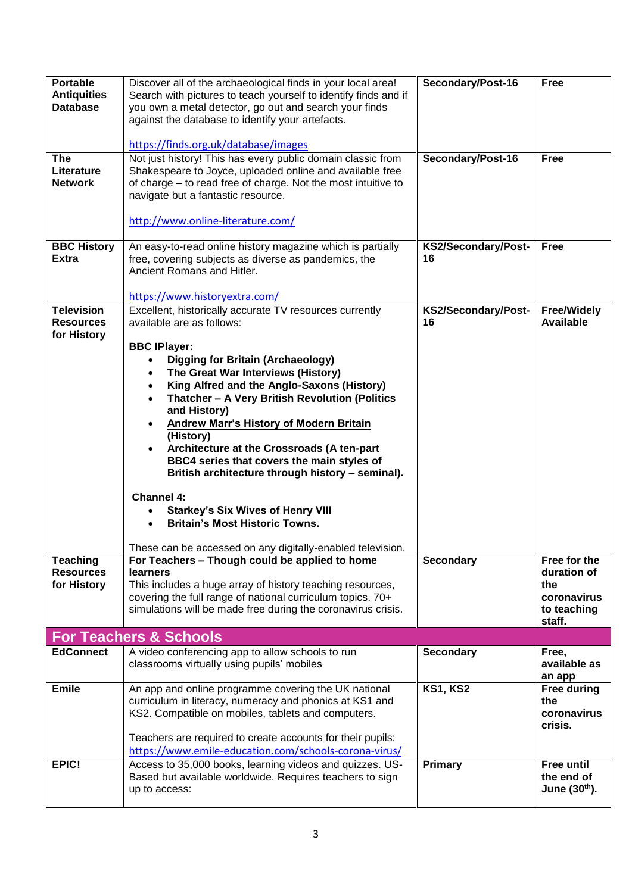| | | | |
|---|---|---|---|
| **Portable Antiquities Database** | Discover all of the archaeological finds in your local area! Search with pictures to teach yourself to identify finds and if you own a metal detector, go out and search your finds against the database to identify your artefacts.<br><br>https://finds.org.uk/database/images | **Secondary/Post-16** | **Free** |
| **The Literature Network** | Not just history! This has every public domain classic from Shakespeare to Joyce, uploaded online and available free of charge – to read free of charge. Not the most intuitive to navigate but a fantastic resource.<br><br>http://www.online-literature.com/ | **Secondary/Post-16** | **Free** |
| **BBC History Extra** | An easy-to-read online history magazine which is partially free, covering subjects as diverse as pandemics, the Ancient Romans and Hitler.<br><br>https://www.historyextra.com/ | **KS2/Secondary/Post-16** | **Free** |
| **Television Resources for History** | Excellent, historically accurate TV resources currently available are as follows:<br><br>**BBC IPlayer:**<br>• **Digging for Britain (Archaeology)**<br>• **The Great War Interviews (History)**<br>• **King Alfred and the Anglo-Saxons (History)**<br>• **Thatcher – A Very British Revolution (Politics and History)**<br>• **Andrew Marr's History of Modern Britain (History)**<br>• **Architecture at the Crossroads (A ten-part BBC4 series that covers the main styles of British architecture through history – seminal).**<br><br>**Channel 4:**<br>• **Starkey's Six Wives of Henry VIII**<br>• **Britain's Most Historic Towns.**<br><br>These can be accessed on any digitally-enabled television. | **KS2/Secondary/Post-16** | **Free/Widely Available** |
| **Teaching Resources for History** | **For Teachers – Though could be applied to home learners**<br>This includes a huge array of history teaching resources, covering the full range of national curriculum topics. 70+ simulations will be made free during the coronavirus crisis. | **Secondary** | **Free for the duration of the coronavirus to teaching staff.** |
| **For Teachers & Schools** | | | |
| **EdConnect** | A video conferencing app to allow schools to run classrooms virtually using pupils' mobiles | **Secondary** | **Free, available as an app** |
| **Emile** | An app and online programme covering the UK national curriculum in literacy, numeracy and phonics at KS1 and KS2. Compatible on mobiles, tablets and computers.<br><br>Teachers are required to create accounts for their pupils: https://www.emile-education.com/schools-corona-virus/ | **KS1, KS2** | **Free during the coronavirus crisis.** |
| **EPIC!** | Access to 35,000 books, learning videos and quizzes. US-Based but available worldwide. Requires teachers to sign up to access: | **Primary** | **Free until the end of June (30th).** |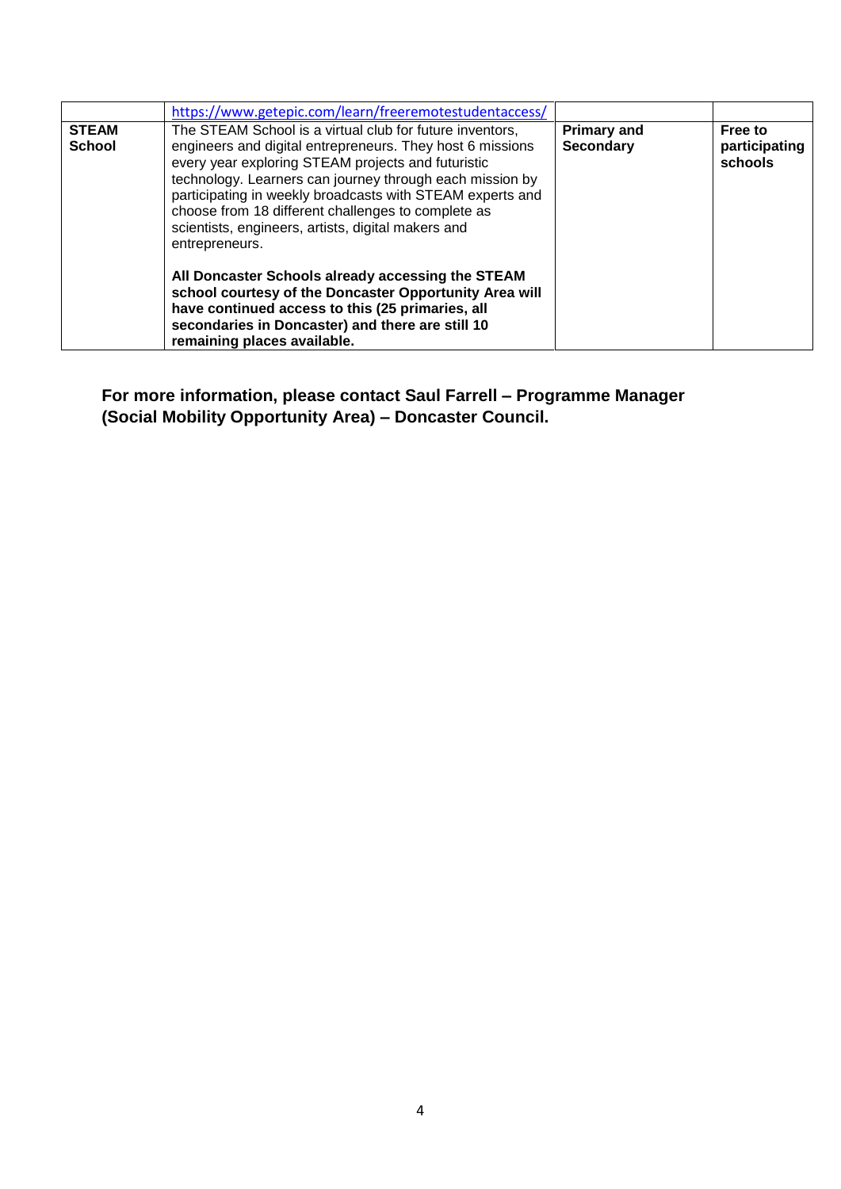| | | | |
|---|---|---|---|
| | https://www.getepic.com/learn/freeremotestudentaccess/ | | |
| **STEAM School** | The STEAM School is a virtual club for future inventors, engineers and digital entrepreneurs. They host 6 missions every year exploring STEAM projects and futuristic technology. Learners can journey through each mission by participating in weekly broadcasts with STEAM experts and choose from 18 different challenges to complete as scientists, engineers, artists, digital makers and entrepreneurs.<br><br>**All Doncaster Schools already accessing the STEAM school courtesy of the Doncaster Opportunity Area will have continued access to this (25 primaries, all secondaries in Doncaster) and there are still 10 remaining places available.** | **Primary and Secondary** | **Free to participating schools** |

**For more information, please contact Saul Farrell – Programme Manager (Social Mobility Opportunity Area) – Doncaster Council.**